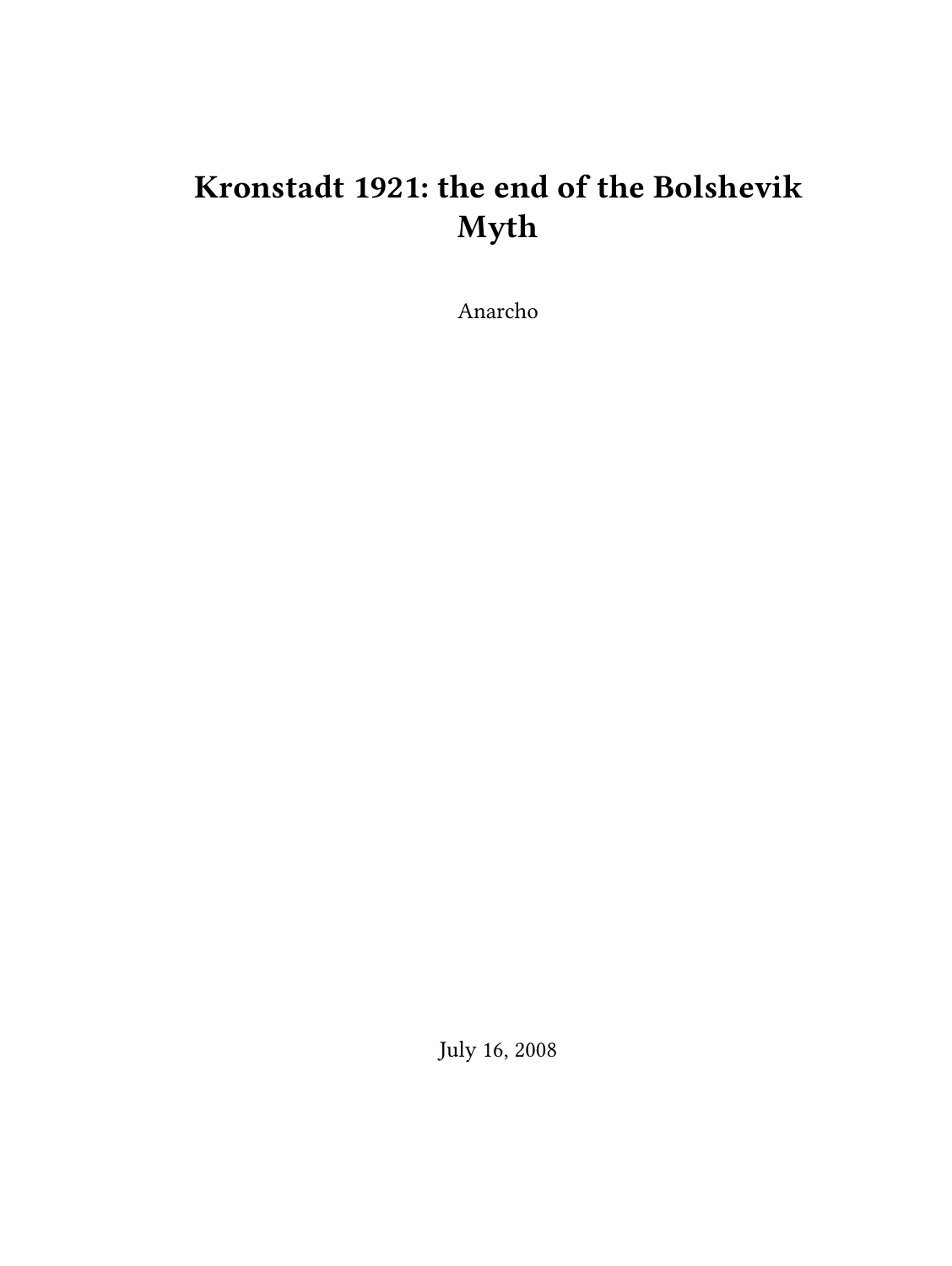# Kronstadt 1921: the end of the Bolshevik Myth

Anarcho

July 16, 2008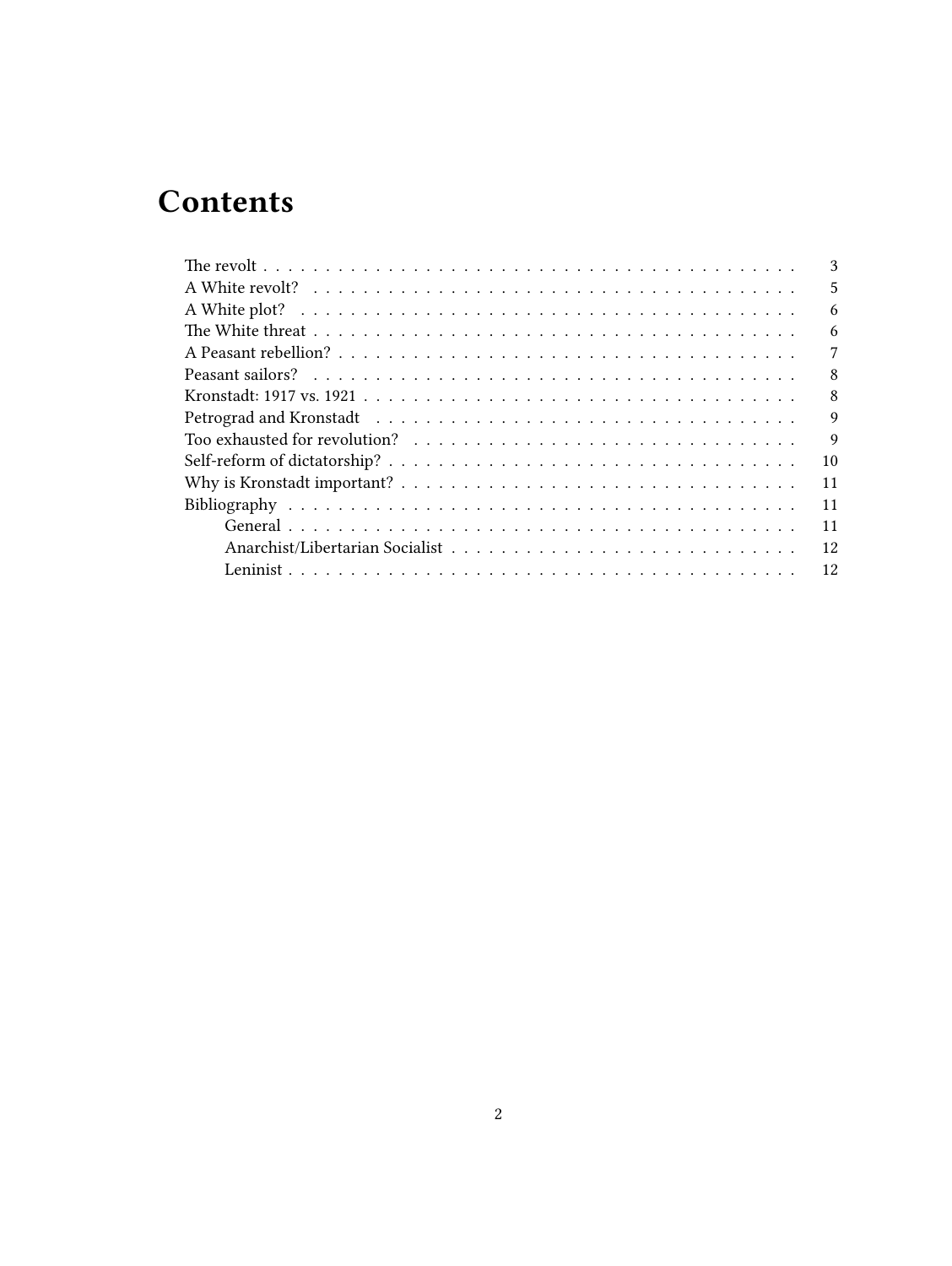# Contents

- The revolt 3
- A White revolt? 5
- A White plot? 6
- The White threat 6
- A Peasant rebellion? 7
- Peasant sailors? 8
- Kronstadt: 1917 vs. 1921 8
- Petrograd and Kronstadt 9
- Too exhausted for revolution? 9
- Self-reform of dictatorship? 10
- Why is Kronstadt important? 11
- Bibliography 11
  - General 11
  - Anarchist/Libertarian Socialist 12
  - Leninist 12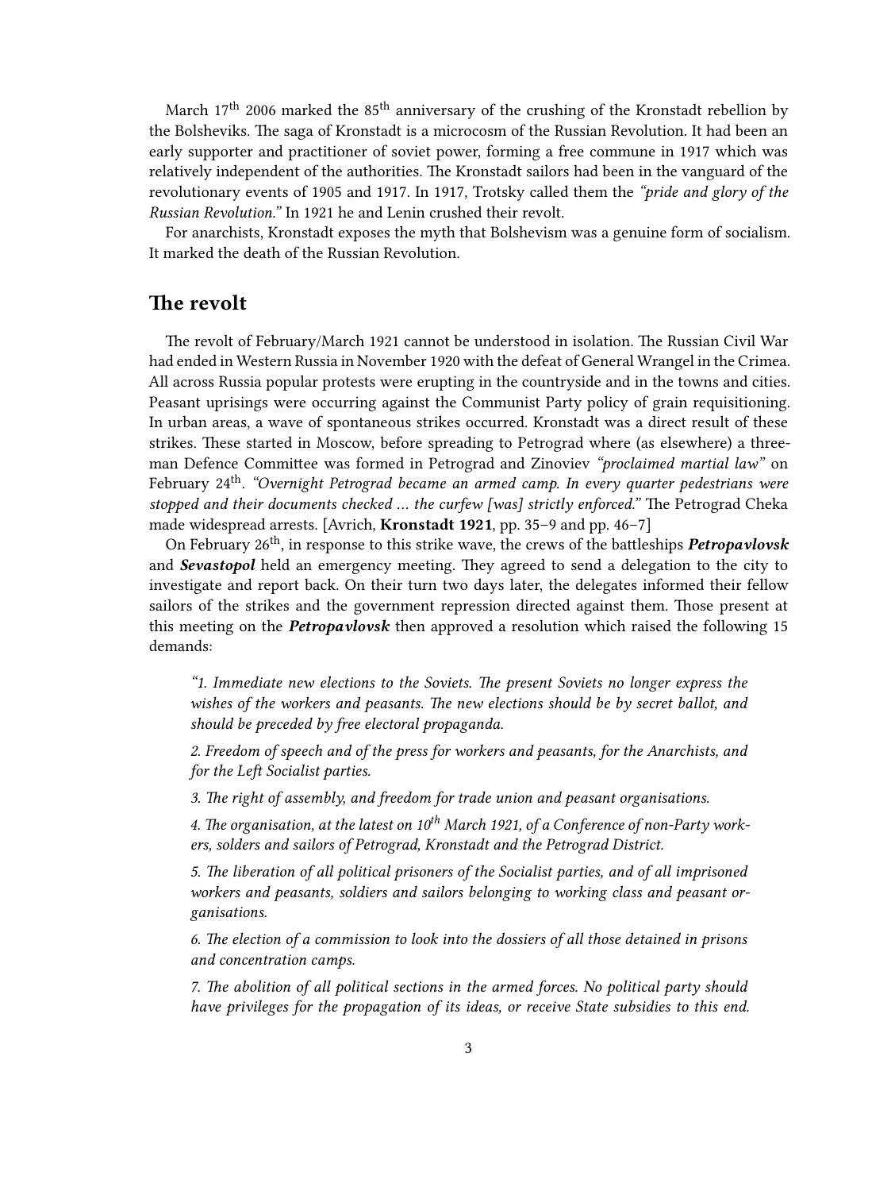March 17th 2006 marked the 85th anniversary of the crushing of the Kronstadt rebellion by the Bolsheviks. The saga of Kronstadt is a microcosm of the Russian Revolution. It had been an early supporter and practitioner of soviet power, forming a free commune in 1917 which was relatively independent of the authorities. The Kronstadt sailors had been in the vanguard of the revolutionary events of 1905 and 1917. In 1917, Trotsky called them the *"pride and glory of the Russian Revolution."* In 1921 he and Lenin crushed their revolt.

For anarchists, Kronstadt exposes the myth that Bolshevism was a genuine form of socialism. It marked the death of the Russian Revolution.

## The revolt

The revolt of February/March 1921 cannot be understood in isolation. The Russian Civil War had ended in Western Russia in November 1920 with the defeat of General Wrangel in the Crimea. All across Russia popular protests were erupting in the countryside and in the towns and cities. Peasant uprisings were occurring against the Communist Party policy of grain requisitioning. In urban areas, a wave of spontaneous strikes occurred. Kronstadt was a direct result of these strikes. These started in Moscow, before spreading to Petrograd where (as elsewhere) a three-man Defence Committee was formed in Petrograd and Zinoviev *"proclaimed martial law"* on February 24th. *"Overnight Petrograd became an armed camp. In every quarter pedestrians were stopped and their documents checked … the curfew [was] strictly enforced."* The Petrograd Cheka made widespread arrests. [Avrich, **Kronstadt 1921**, pp. 35–9 and pp. 46–7]

On February 26th, in response to this strike wave, the crews of the battleships ***Petropavlovsk*** and ***Sevastopol*** held an emergency meeting. They agreed to send a delegation to the city to investigate and report back. On their turn two days later, the delegates informed their fellow sailors of the strikes and the government repression directed against them. Those present at this meeting on the ***Petropavlovsk*** then approved a resolution which raised the following 15 demands:

> *"1. Immediate new elections to the Soviets. The present Soviets no longer express the wishes of the workers and peasants. The new elections should be by secret ballot, and should be preceded by free electoral propaganda.*
>
> *2. Freedom of speech and of the press for workers and peasants, for the Anarchists, and for the Left Socialist parties.*
>
> *3. The right of assembly, and freedom for trade union and peasant organisations.*
>
> *4. The organisation, at the latest on 10th March 1921, of a Conference of non-Party workers, solders and sailors of Petrograd, Kronstadt and the Petrograd District.*
>
> *5. The liberation of all political prisoners of the Socialist parties, and of all imprisoned workers and peasants, soldiers and sailors belonging to working class and peasant organisations.*
>
> *6. The election of a commission to look into the dossiers of all those detained in prisons and concentration camps.*
>
> *7. The abolition of all political sections in the armed forces. No political party should have privileges for the propagation of its ideas, or receive State subsidies to this end.*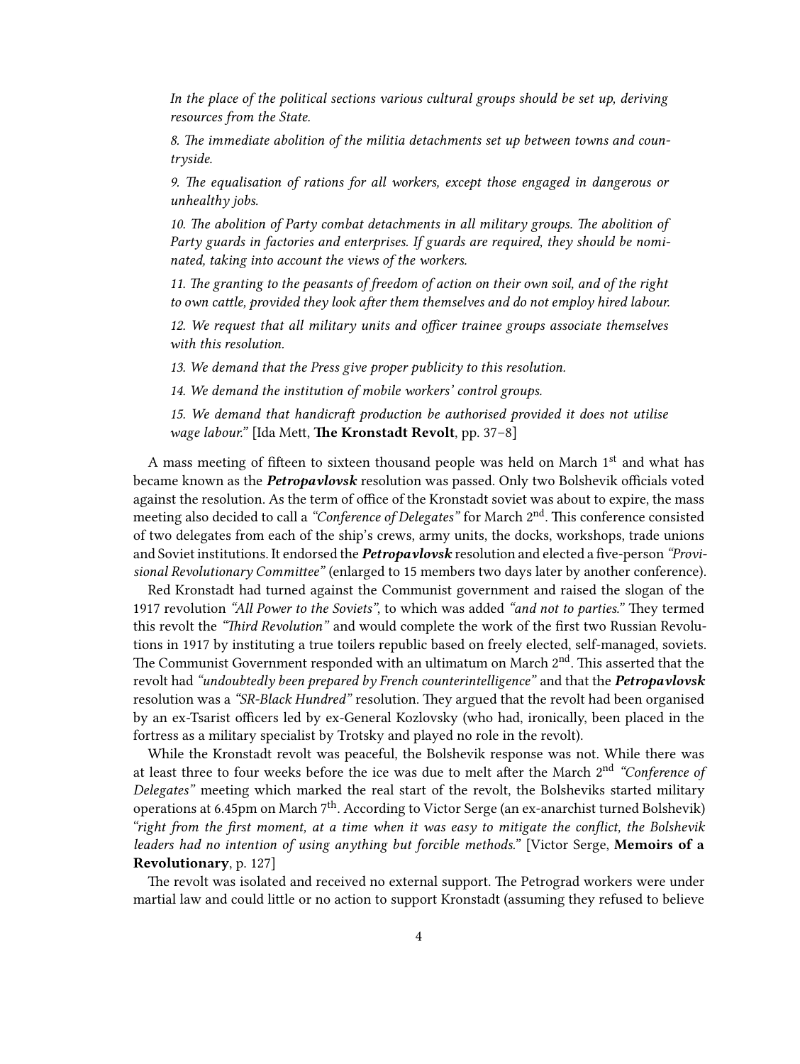*In the place of the political sections various cultural groups should be set up, deriving resources from the State.*

*8. The immediate abolition of the militia detachments set up between towns and countryside.*

*9. The equalisation of rations for all workers, except those engaged in dangerous or unhealthy jobs.*

*10. The abolition of Party combat detachments in all military groups. The abolition of Party guards in factories and enterprises. If guards are required, they should be nominated, taking into account the views of the workers.*

*11. The granting to the peasants of freedom of action on their own soil, and of the right to own cattle, provided they look after them themselves and do not employ hired labour.*

*12. We request that all military units and officer trainee groups associate themselves with this resolution.*

*13. We demand that the Press give proper publicity to this resolution.*

*14. We demand the institution of mobile workers' control groups.*

*15. We demand that handicraft production be authorised provided it does not utilise wage labour."* [Ida Mett, **The Kronstadt Revolt**, pp. 37–8]

A mass meeting of fifteen to sixteen thousand people was held on March 1st and what has became known as the ***Petropavlovsk*** resolution was passed. Only two Bolshevik officials voted against the resolution. As the term of office of the Kronstadt soviet was about to expire, the mass meeting also decided to call a *"Conference of Delegates"* for March 2nd. This conference consisted of two delegates from each of the ship's crews, army units, the docks, workshops, trade unions and Soviet institutions. It endorsed the ***Petropavlovsk*** resolution and elected a five-person *"Provisional Revolutionary Committee"* (enlarged to 15 members two days later by another conference).

Red Kronstadt had turned against the Communist government and raised the slogan of the 1917 revolution *"All Power to the Soviets"*, to which was added *"and not to parties."* They termed this revolt the *"Third Revolution"* and would complete the work of the first two Russian Revolutions in 1917 by instituting a true toilers republic based on freely elected, self-managed, soviets. The Communist Government responded with an ultimatum on March 2nd. This asserted that the revolt had *"undoubtedly been prepared by French counterintelligence"* and that the ***Petropavlovsk*** resolution was a *"SR-Black Hundred"* resolution. They argued that the revolt had been organised by an ex-Tsarist officers led by ex-General Kozlovsky (who had, ironically, been placed in the fortress as a military specialist by Trotsky and played no role in the revolt).

While the Kronstadt revolt was peaceful, the Bolshevik response was not. While there was at least three to four weeks before the ice was due to melt after the March 2nd *"Conference of Delegates"* meeting which marked the real start of the revolt, the Bolsheviks started military operations at 6.45pm on March 7th. According to Victor Serge (an ex-anarchist turned Bolshevik) *"right from the first moment, at a time when it was easy to mitigate the conflict, the Bolshevik leaders had no intention of using anything but forcible methods."* [Victor Serge, **Memoirs of a Revolutionary**, p. 127]

The revolt was isolated and received no external support. The Petrograd workers were under martial law and could little or no action to support Kronstadt (assuming they refused to believe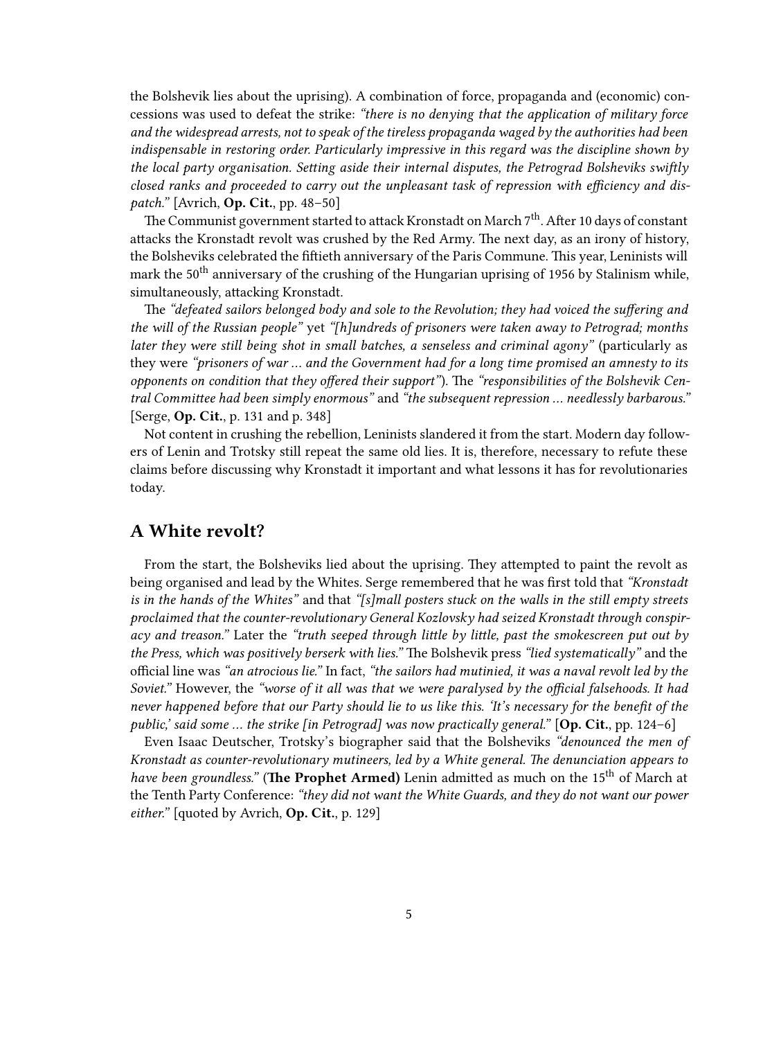the Bolshevik lies about the uprising). A combination of force, propaganda and (economic) concessions was used to defeat the strike: *"there is no denying that the application of military force and the widespread arrests, not to speak of the tireless propaganda waged by the authorities had been indispensable in restoring order. Particularly impressive in this regard was the discipline shown by the local party organisation. Setting aside their internal disputes, the Petrograd Bolsheviks swiftly closed ranks and proceeded to carry out the unpleasant task of repression with efficiency and dispatch."* [Avrich, **Op. Cit.**, pp. 48–50]

The Communist government started to attack Kronstadt on March 7th. After 10 days of constant attacks the Kronstadt revolt was crushed by the Red Army. The next day, as an irony of history, the Bolsheviks celebrated the fiftieth anniversary of the Paris Commune. This year, Leninists will mark the 50th anniversary of the crushing of the Hungarian uprising of 1956 by Stalinism while, simultaneously, attacking Kronstadt.

The *"defeated sailors belonged body and sole to the Revolution; they had voiced the suffering and the will of the Russian people"* yet *"[h]undreds of prisoners were taken away to Petrograd; months later they were still being shot in small batches, a senseless and criminal agony"* (particularly as they were *"prisoners of war … and the Government had for a long time promised an amnesty to its opponents on condition that they offered their support"*). The *"responsibilities of the Bolshevik Central Committee had been simply enormous"* and *"the subsequent repression … needlessly barbarous."* [Serge, **Op. Cit.**, p. 131 and p. 348]

Not content in crushing the rebellion, Leninists slandered it from the start. Modern day followers of Lenin and Trotsky still repeat the same old lies. It is, therefore, necessary to refute these claims before discussing why Kronstadt it important and what lessons it has for revolutionaries today.

## A White revolt?

From the start, the Bolsheviks lied about the uprising. They attempted to paint the revolt as being organised and lead by the Whites. Serge remembered that he was first told that *"Kronstadt is in the hands of the Whites"* and that *"[s]mall posters stuck on the walls in the still empty streets proclaimed that the counter-revolutionary General Kozlovsky had seized Kronstadt through conspiracy and treason."* Later the *"truth seeped through little by little, past the smokescreen put out by the Press, which was positively berserk with lies."* The Bolshevik press *"lied systematically"* and the official line was *"an atrocious lie."* In fact, *"the sailors had mutinied, it was a naval revolt led by the Soviet."* However, the *"worse of it all was that we were paralysed by the official falsehoods. It had never happened before that our Party should lie to us like this. 'It's necessary for the benefit of the public,' said some … the strike [in Petrograd] was now practically general."* [**Op. Cit.**, pp. 124–6]

Even Isaac Deutscher, Trotsky's biographer said that the Bolsheviks *"denounced the men of Kronstadt as counter-revolutionary mutineers, led by a White general. The denunciation appears to have been groundless."* (**The Prophet Armed)** Lenin admitted as much on the 15th of March at the Tenth Party Conference: *"they did not want the White Guards, and they do not want our power either."* [quoted by Avrich, **Op. Cit.**, p. 129]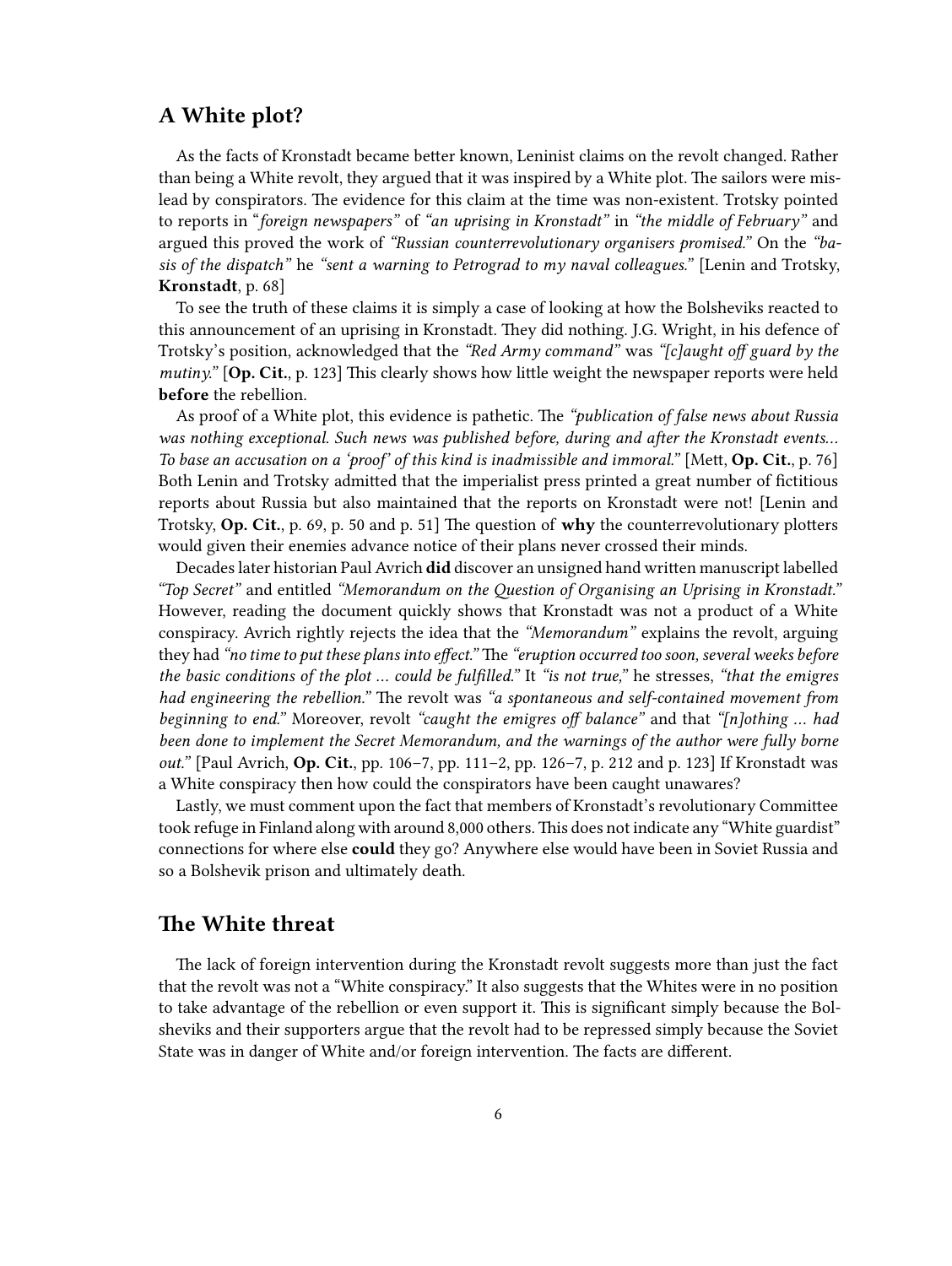## A White plot?

As the facts of Kronstadt became better known, Leninist claims on the revolt changed. Rather than being a White revolt, they argued that it was inspired by a White plot. The sailors were mislead by conspirators. The evidence for this claim at the time was non-existent. Trotsky pointed to reports in "*foreign newspapers" of "an uprising in Kronstadt"* in *"the middle of February"* and argued this proved the work of *"Russian counterrevolutionary organisers promised."* On the *"basis of the dispatch"* he *"sent a warning to Petrograd to my naval colleagues."* [Lenin and Trotsky, **Kronstadt**, p. 68]

To see the truth of these claims it is simply a case of looking at how the Bolsheviks reacted to this announcement of an uprising in Kronstadt. They did nothing. J.G. Wright, in his defence of Trotsky's position, acknowledged that the *"Red Army command"* was *"[c]aught off guard by the mutiny."* [**Op. Cit.**, p. 123] This clearly shows how little weight the newspaper reports were held **before** the rebellion.

As proof of a White plot, this evidence is pathetic. The *"publication of false news about Russia was nothing exceptional. Such news was published before, during and after the Kronstadt events… To base an accusation on a 'proof' of this kind is inadmissible and immoral."* [Mett, **Op. Cit.**, p. 76] Both Lenin and Trotsky admitted that the imperialist press printed a great number of fictitious reports about Russia but also maintained that the reports on Kronstadt were not! [Lenin and Trotsky, **Op. Cit.**, p. 69, p. 50 and p. 51] The question of **why** the counterrevolutionary plotters would given their enemies advance notice of their plans never crossed their minds.

Decades later historian Paul Avrich **did** discover an unsigned hand written manuscript labelled *"Top Secret"* and entitled *"Memorandum on the Question of Organising an Uprising in Kronstadt."* However, reading the document quickly shows that Kronstadt was not a product of a White conspiracy. Avrich rightly rejects the idea that the *"Memorandum"* explains the revolt, arguing they had *"no time to put these plans into effect."* The *"eruption occurred too soon, several weeks before the basic conditions of the plot … could be fulfilled."* It *"is not true,"* he stresses, *"that the emigres had engineering the rebellion."* The revolt was *"a spontaneous and self-contained movement from beginning to end."* Moreover, revolt *"caught the emigres off balance"* and that *"[n]othing … had been done to implement the Secret Memorandum, and the warnings of the author were fully borne out."* [Paul Avrich, **Op. Cit.**, pp. 106–7, pp. 111–2, pp. 126–7, p. 212 and p. 123] If Kronstadt was a White conspiracy then how could the conspirators have been caught unawares?

Lastly, we must comment upon the fact that members of Kronstadt's revolutionary Committee took refuge in Finland along with around 8,000 others. This does not indicate any "White guardist" connections for where else **could** they go? Anywhere else would have been in Soviet Russia and so a Bolshevik prison and ultimately death.

## The White threat

The lack of foreign intervention during the Kronstadt revolt suggests more than just the fact that the revolt was not a "White conspiracy." It also suggests that the Whites were in no position to take advantage of the rebellion or even support it. This is significant simply because the Bolsheviks and their supporters argue that the revolt had to be repressed simply because the Soviet State was in danger of White and/or foreign intervention. The facts are different.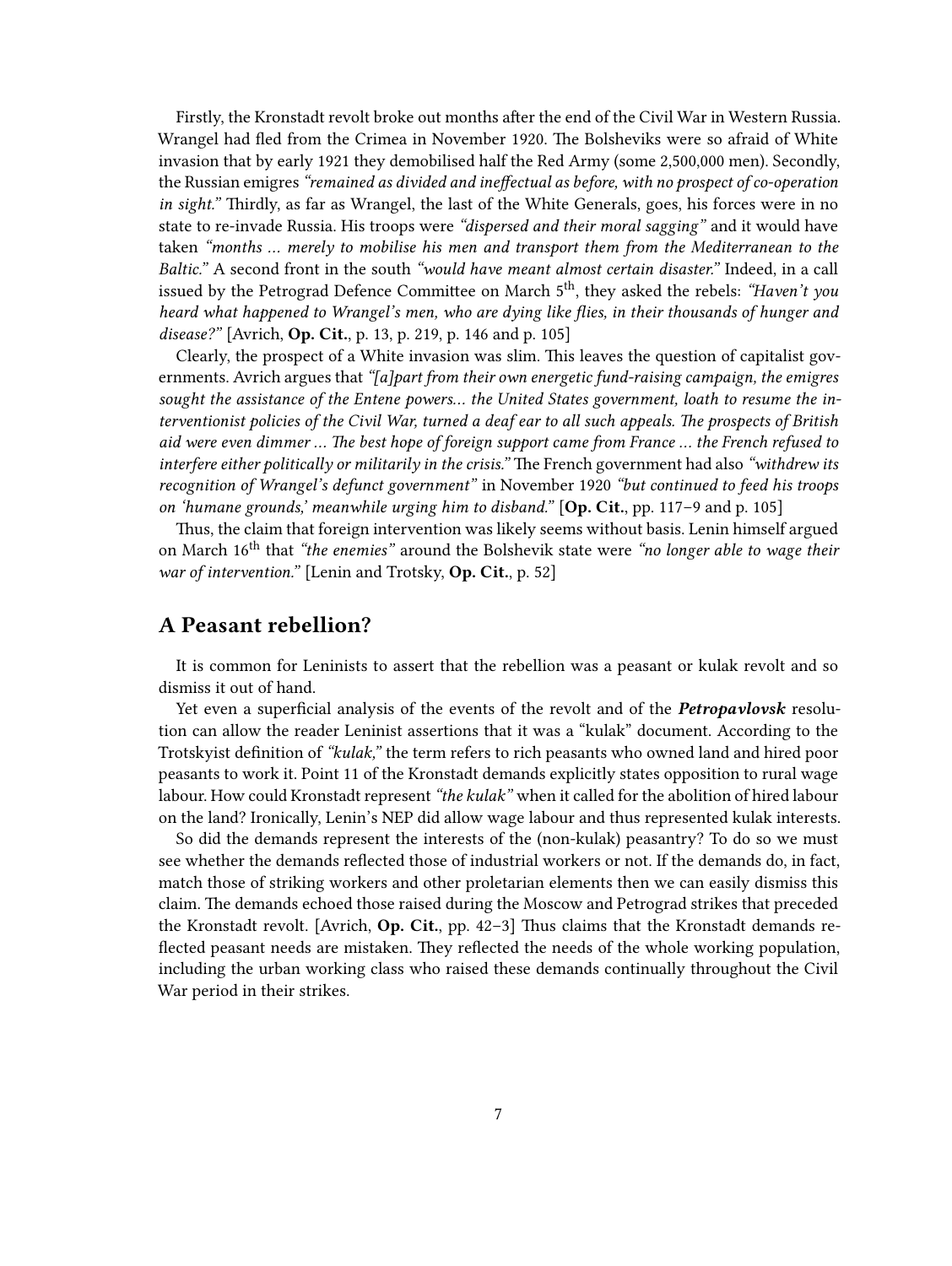Firstly, the Kronstadt revolt broke out months after the end of the Civil War in Western Russia. Wrangel had fled from the Crimea in November 1920. The Bolsheviks were so afraid of White invasion that by early 1921 they demobilised half the Red Army (some 2,500,000 men). Secondly, the Russian emigres *"remained as divided and ineffectual as before, with no prospect of co-operation in sight."* Thirdly, as far as Wrangel, the last of the White Generals, goes, his forces were in no state to re-invade Russia. His troops were *"dispersed and their moral sagging"* and it would have taken *"months ... merely to mobilise his men and transport them from the Mediterranean to the Baltic."* A second front in the south *"would have meant almost certain disaster."* Indeed, in a call issued by the Petrograd Defence Committee on March 5th, they asked the rebels: *"Haven't you heard what happened to Wrangel's men, who are dying like flies, in their thousands of hunger and disease?"* [Avrich, **Op. Cit.**, p. 13, p. 219, p. 146 and p. 105]

Clearly, the prospect of a White invasion was slim. This leaves the question of capitalist governments. Avrich argues that *"[a]part from their own energetic fund-raising campaign, the emigres sought the assistance of the Entene powers... the United States government, loath to resume the interventionist policies of the Civil War, turned a deaf ear to all such appeals. The prospects of British aid were even dimmer ... The best hope of foreign support came from France ... the French refused to interfere either politically or militarily in the crisis."* The French government had also *"withdrew its recognition of Wrangel's defunct government"* in November 1920 *"but continued to feed his troops on 'humane grounds,' meanwhile urging him to disband."* [**Op. Cit.**, pp. 117–9 and p. 105]

Thus, the claim that foreign intervention was likely seems without basis. Lenin himself argued on March 16th that *"the enemies"* around the Bolshevik state were *"no longer able to wage their war of intervention."* [Lenin and Trotsky, **Op. Cit.**, p. 52]

## A Peasant rebellion?

It is common for Leninists to assert that the rebellion was a peasant or kulak revolt and so dismiss it out of hand.

Yet even a superficial analysis of the events of the revolt and of the ***Petropavlovsk*** resolution can allow the reader Leninist assertions that it was a "kulak" document. According to the Trotskyist definition of *"kulak,"* the term refers to rich peasants who owned land and hired poor peasants to work it. Point 11 of the Kronstadt demands explicitly states opposition to rural wage labour. How could Kronstadt represent *"the kulak"* when it called for the abolition of hired labour on the land? Ironically, Lenin's NEP did allow wage labour and thus represented kulak interests.

So did the demands represent the interests of the (non-kulak) peasantry? To do so we must see whether the demands reflected those of industrial workers or not. If the demands do, in fact, match those of striking workers and other proletarian elements then we can easily dismiss this claim. The demands echoed those raised during the Moscow and Petrograd strikes that preceded the Kronstadt revolt. [Avrich, **Op. Cit.**, pp. 42–3] Thus claims that the Kronstadt demands reflected peasant needs are mistaken. They reflected the needs of the whole working population, including the urban working class who raised these demands continually throughout the Civil War period in their strikes.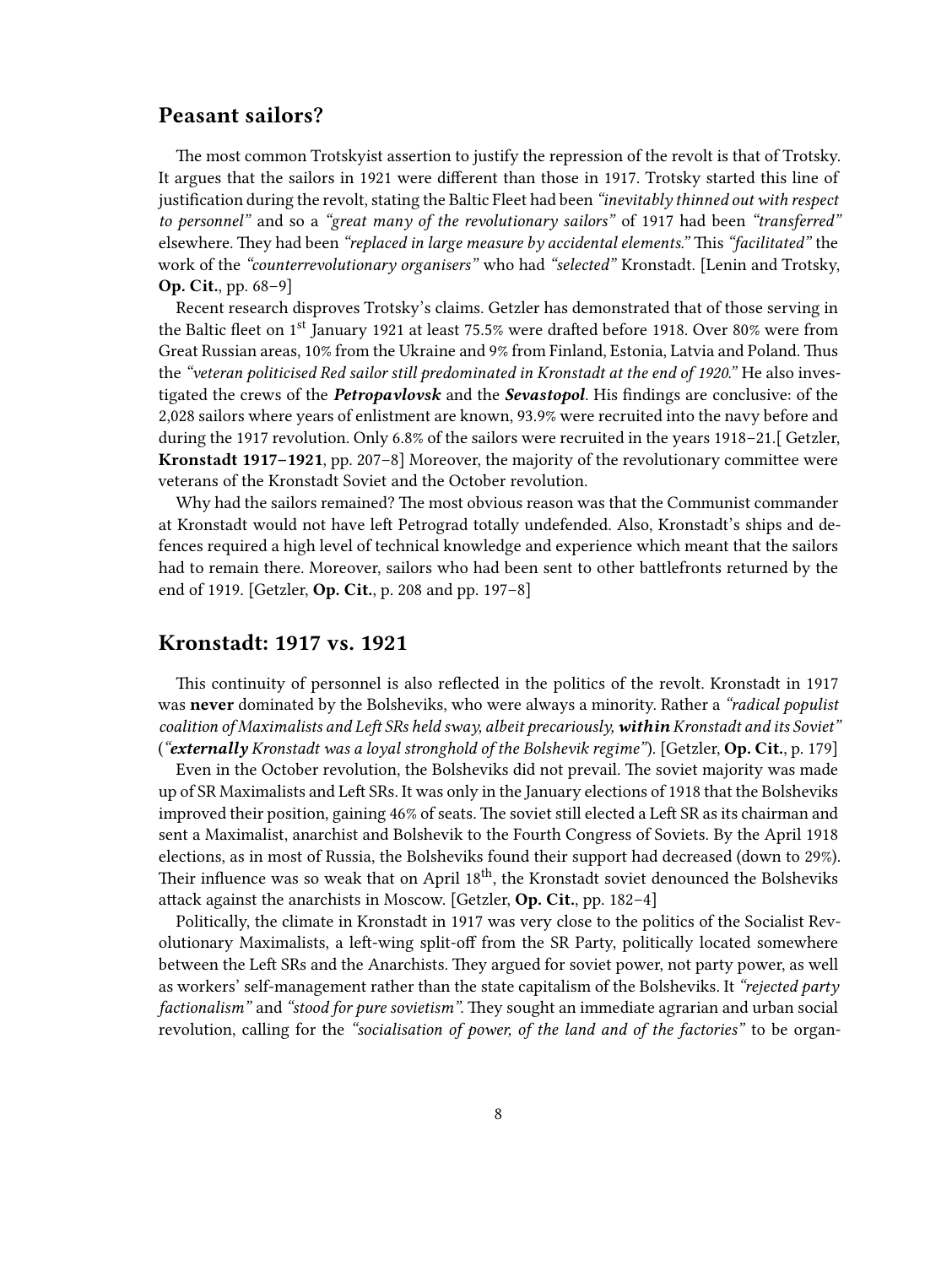## Peasant sailors?

The most common Trotskyist assertion to justify the repression of the revolt is that of Trotsky. It argues that the sailors in 1921 were different than those in 1917. Trotsky started this line of justification during the revolt, stating the Baltic Fleet had been *"inevitably thinned out with respect to personnel"* and so a *"great many of the revolutionary sailors"* of 1917 had been *"transferred"* elsewhere. They had been *"replaced in large measure by accidental elements."* This *"facilitated"* the work of the *"counterrevolutionary organisers"* who had *"selected"* Kronstadt. [Lenin and Trotsky, **Op. Cit.**, pp. 68–9]

Recent research disproves Trotsky's claims. Getzler has demonstrated that of those serving in the Baltic fleet on 1st January 1921 at least 75.5% were drafted before 1918. Over 80% were from Great Russian areas, 10% from the Ukraine and 9% from Finland, Estonia, Latvia and Poland. Thus the *"veteran politicised Red sailor still predominated in Kronstadt at the end of 1920."* He also investigated the crews of the ***Petropavlovsk*** and the ***Sevastopol***. His findings are conclusive: of the 2,028 sailors where years of enlistment are known, 93.9% were recruited into the navy before and during the 1917 revolution. Only 6.8% of the sailors were recruited in the years 1918–21.[ Getzler, **Kronstadt 1917–1921**, pp. 207–8] Moreover, the majority of the revolutionary committee were veterans of the Kronstadt Soviet and the October revolution.

Why had the sailors remained? The most obvious reason was that the Communist commander at Kronstadt would not have left Petrograd totally undefended. Also, Kronstadt's ships and defences required a high level of technical knowledge and experience which meant that the sailors had to remain there. Moreover, sailors who had been sent to other battlefronts returned by the end of 1919. [Getzler, **Op. Cit.**, p. 208 and pp. 197–8]

## Kronstadt: 1917 vs. 1921

This continuity of personnel is also reflected in the politics of the revolt. Kronstadt in 1917 was **never** dominated by the Bolsheviks, who were always a minority. Rather a *"radical populist coalition of Maximalists and Left SRs held sway, albeit precariously,* ***within*** *Kronstadt and its Soviet"* (*"**externally** Kronstadt was a loyal stronghold of the Bolshevik regime"*). [Getzler, **Op. Cit.**, p. 179]

Even in the October revolution, the Bolsheviks did not prevail. The soviet majority was made up of SR Maximalists and Left SRs. It was only in the January elections of 1918 that the Bolsheviks improved their position, gaining 46% of seats. The soviet still elected a Left SR as its chairman and sent a Maximalist, anarchist and Bolshevik to the Fourth Congress of Soviets. By the April 1918 elections, as in most of Russia, the Bolsheviks found their support had decreased (down to 29%). Their influence was so weak that on April 18th, the Kronstadt soviet denounced the Bolsheviks attack against the anarchists in Moscow. [Getzler, **Op. Cit.**, pp. 182–4]

Politically, the climate in Kronstadt in 1917 was very close to the politics of the Socialist Revolutionary Maximalists, a left-wing split-off from the SR Party, politically located somewhere between the Left SRs and the Anarchists. They argued for soviet power, not party power, as well as workers' self-management rather than the state capitalism of the Bolsheviks. It *"rejected party factionalism"* and *"stood for pure sovietism"*. They sought an immediate agrarian and urban social revolution, calling for the *"socialisation of power, of the land and of the factories"* to be organ-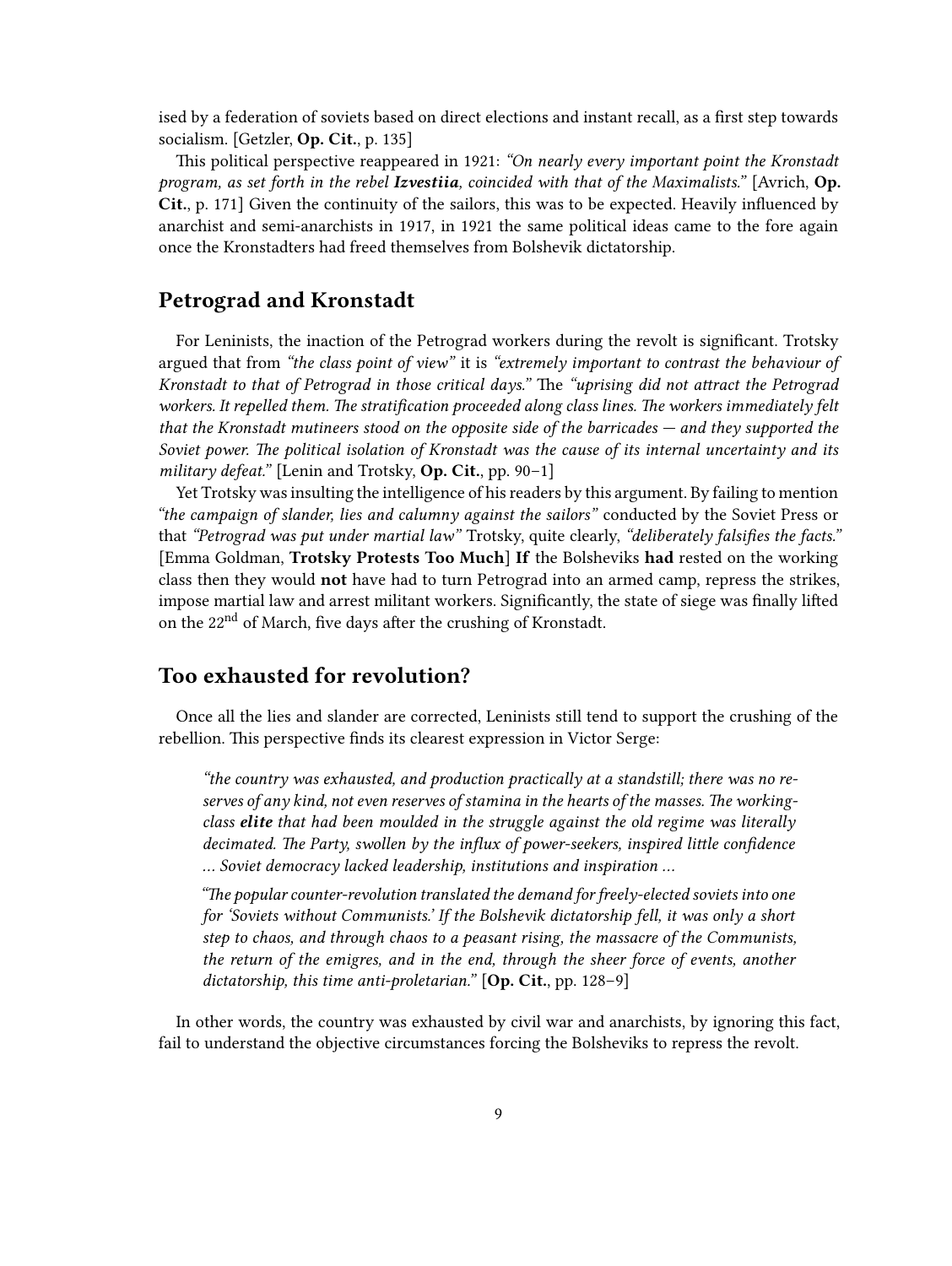ised by a federation of soviets based on direct elections and instant recall, as a first step towards socialism. [Getzler, **Op. Cit.**, p. 135]

This political perspective reappeared in 1921: *"On nearly every important point the Kronstadt program, as set forth in the rebel **Izvestiia**, coincided with that of the Maximalists."* [Avrich, **Op. Cit.**, p. 171] Given the continuity of the sailors, this was to be expected. Heavily influenced by anarchist and semi-anarchists in 1917, in 1921 the same political ideas came to the fore again once the Kronstadters had freed themselves from Bolshevik dictatorship.

## Petrograd and Kronstadt

For Leninists, the inaction of the Petrograd workers during the revolt is significant. Trotsky argued that from *"the class point of view"* it is *"extremely important to contrast the behaviour of Kronstadt to that of Petrograd in those critical days."* The *"uprising did not attract the Petrograd workers. It repelled them. The stratification proceeded along class lines. The workers immediately felt that the Kronstadt mutineers stood on the opposite side of the barricades — and they supported the Soviet power. The political isolation of Kronstadt was the cause of its internal uncertainty and its military defeat."* [Lenin and Trotsky, **Op. Cit.**, pp. 90–1]

Yet Trotsky was insulting the intelligence of his readers by this argument. By failing to mention *"the campaign of slander, lies and calumny against the sailors"* conducted by the Soviet Press or that *"Petrograd was put under martial law"* Trotsky, quite clearly, *"deliberately falsifies the facts."* [Emma Goldman, **Trotsky Protests Too Much**] **If** the Bolsheviks **had** rested on the working class then they would **not** have had to turn Petrograd into an armed camp, repress the strikes, impose martial law and arrest militant workers. Significantly, the state of siege was finally lifted on the 22nd of March, five days after the crushing of Kronstadt.

## Too exhausted for revolution?

Once all the lies and slander are corrected, Leninists still tend to support the crushing of the rebellion. This perspective finds its clearest expression in Victor Serge:

> *"the country was exhausted, and production practically at a standstill; there was no reserves of any kind, not even reserves of stamina in the hearts of the masses. The working-class **elite** that had been moulded in the struggle against the old regime was literally decimated. The Party, swollen by the influx of power-seekers, inspired little confidence … Soviet democracy lacked leadership, institutions and inspiration …*
>
> *"The popular counter-revolution translated the demand for freely-elected soviets into one for 'Soviets without Communists.' If the Bolshevik dictatorship fell, it was only a short step to chaos, and through chaos to a peasant rising, the massacre of the Communists, the return of the emigres, and in the end, through the sheer force of events, another dictatorship, this time anti-proletarian."* [**Op. Cit.**, pp. 128–9]

In other words, the country was exhausted by civil war and anarchists, by ignoring this fact, fail to understand the objective circumstances forcing the Bolsheviks to repress the revolt.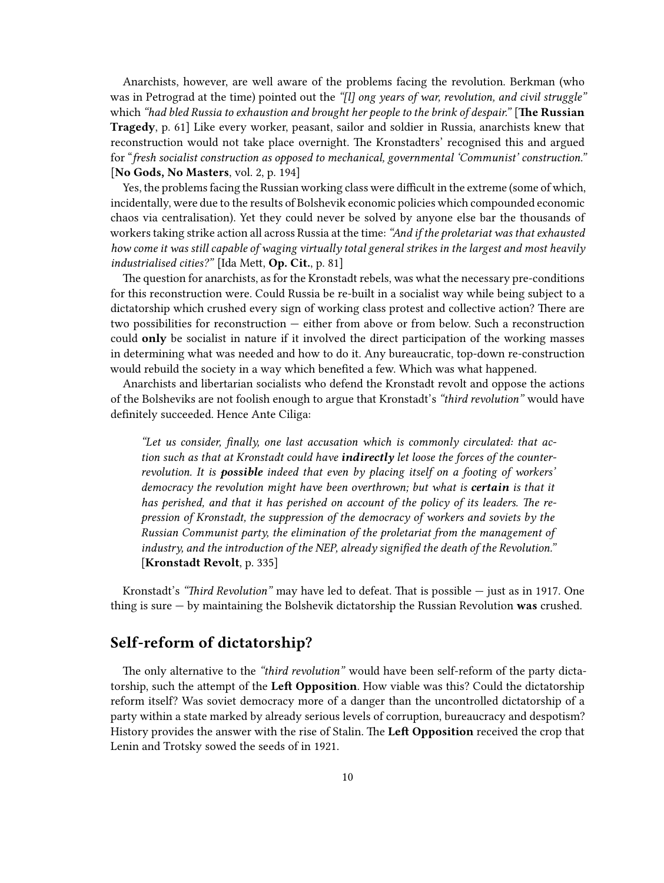Anarchists, however, are well aware of the problems facing the revolution. Berkman (who was in Petrograd at the time) pointed out the *"[l] ong years of war, revolution, and civil struggle"* which *"had bled Russia to exhaustion and brought her people to the brink of despair."* [**The Russian Tragedy**, p. 61] Like every worker, peasant, sailor and soldier in Russia, anarchists knew that reconstruction would not take place overnight. The Kronstadters' recognised this and argued for "*fresh socialist construction as opposed to mechanical, governmental 'Communist' construction."* [**No Gods, No Masters**, vol. 2, p. 194]

Yes, the problems facing the Russian working class were difficult in the extreme (some of which, incidentally, were due to the results of Bolshevik economic policies which compounded economic chaos via centralisation). Yet they could never be solved by anyone else bar the thousands of workers taking strike action all across Russia at the time: *"And if the proletariat was that exhausted how come it was still capable of waging virtually total general strikes in the largest and most heavily industrialised cities?"* [Ida Mett, **Op. Cit.**, p. 81]

The question for anarchists, as for the Kronstadt rebels, was what the necessary pre-conditions for this reconstruction were. Could Russia be re-built in a socialist way while being subject to a dictatorship which crushed every sign of working class protest and collective action? There are two possibilities for reconstruction — either from above or from below. Such a reconstruction could **only** be socialist in nature if it involved the direct participation of the working masses in determining what was needed and how to do it. Any bureaucratic, top-down re-construction would rebuild the society in a way which benefited a few. Which was what happened.

Anarchists and libertarian socialists who defend the Kronstadt revolt and oppose the actions of the Bolsheviks are not foolish enough to argue that Kronstadt's *"third revolution"* would have definitely succeeded. Hence Ante Ciliga:

> *"Let us consider, finally, one last accusation which is commonly circulated: that action such as that at Kronstadt could have **indirectly** let loose the forces of the counter-revolution. It is **possible** indeed that even by placing itself on a footing of workers' democracy the revolution might have been overthrown; but what is **certain** is that it has perished, and that it has perished on account of the policy of its leaders. The repression of Kronstadt, the suppression of the democracy of workers and soviets by the Russian Communist party, the elimination of the proletariat from the management of industry, and the introduction of the NEP, already signified the death of the Revolution."* [**Kronstadt Revolt**, p. 335]

Kronstadt's *"Third Revolution"* may have led to defeat. That is possible — just as in 1917. One thing is sure — by maintaining the Bolshevik dictatorship the Russian Revolution **was** crushed.

## Self-reform of dictatorship?

The only alternative to the *"third revolution"* would have been self-reform of the party dictatorship, such the attempt of the **Left Opposition**. How viable was this? Could the dictatorship reform itself? Was soviet democracy more of a danger than the uncontrolled dictatorship of a party within a state marked by already serious levels of corruption, bureaucracy and despotism? History provides the answer with the rise of Stalin. The **Left Opposition** received the crop that Lenin and Trotsky sowed the seeds of in 1921.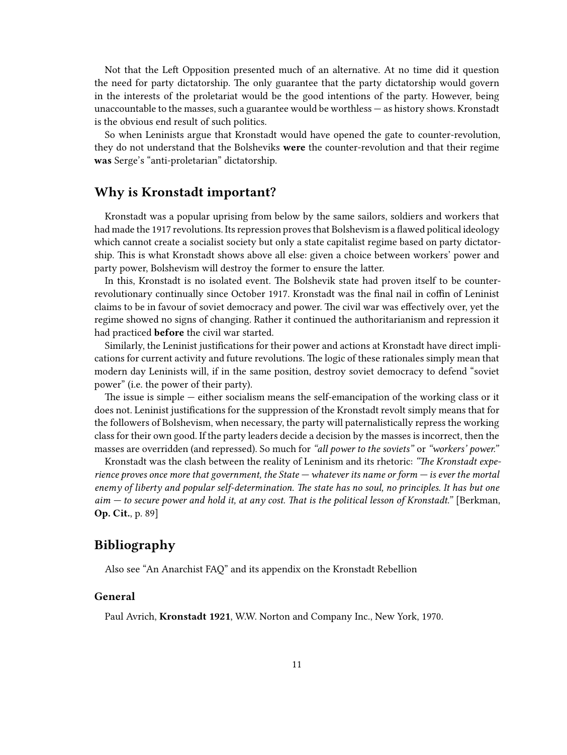Not that the Left Opposition presented much of an alternative. At no time did it question the need for party dictatorship. The only guarantee that the party dictatorship would govern in the interests of the proletariat would be the good intentions of the party. However, being unaccountable to the masses, such a guarantee would be worthless — as history shows. Kronstadt is the obvious end result of such politics.

So when Leninists argue that Kronstadt would have opened the gate to counter-revolution, they do not understand that the Bolsheviks **were** the counter-revolution and that their regime **was** Serge's "anti-proletarian" dictatorship.

## Why is Kronstadt important?

Kronstadt was a popular uprising from below by the same sailors, soldiers and workers that had made the 1917 revolutions. Its repression proves that Bolshevism is a flawed political ideology which cannot create a socialist society but only a state capitalist regime based on party dictatorship. This is what Kronstadt shows above all else: given a choice between workers' power and party power, Bolshevism will destroy the former to ensure the latter.

In this, Kronstadt is no isolated event. The Bolshevik state had proven itself to be counter-revolutionary continually since October 1917. Kronstadt was the final nail in coffin of Leninist claims to be in favour of soviet democracy and power. The civil war was effectively over, yet the regime showed no signs of changing. Rather it continued the authoritarianism and repression it had practiced **before** the civil war started.

Similarly, the Leninist justifications for their power and actions at Kronstadt have direct implications for current activity and future revolutions. The logic of these rationales simply mean that modern day Leninists will, if in the same position, destroy soviet democracy to defend "soviet power" (i.e. the power of their party).

The issue is simple — either socialism means the self-emancipation of the working class or it does not. Leninist justifications for the suppression of the Kronstadt revolt simply means that for the followers of Bolshevism, when necessary, the party will paternalistically repress the working class for their own good. If the party leaders decide a decision by the masses is incorrect, then the masses are overridden (and repressed). So much for *"all power to the soviets"* or *"workers' power."*

Kronstadt was the clash between the reality of Leninism and its rhetoric: *"The Kronstadt experience proves once more that government, the State — whatever its name or form — is ever the mortal enemy of liberty and popular self-determination. The state has no soul, no principles. It has but one aim — to secure power and hold it, at any cost. That is the political lesson of Kronstadt."* [Berkman, **Op. Cit.**, p. 89]

## Bibliography

Also see "An Anarchist FAQ" and its appendix on the Kronstadt Rebellion

### General

Paul Avrich, **Kronstadt 1921**, W.W. Norton and Company Inc., New York, 1970.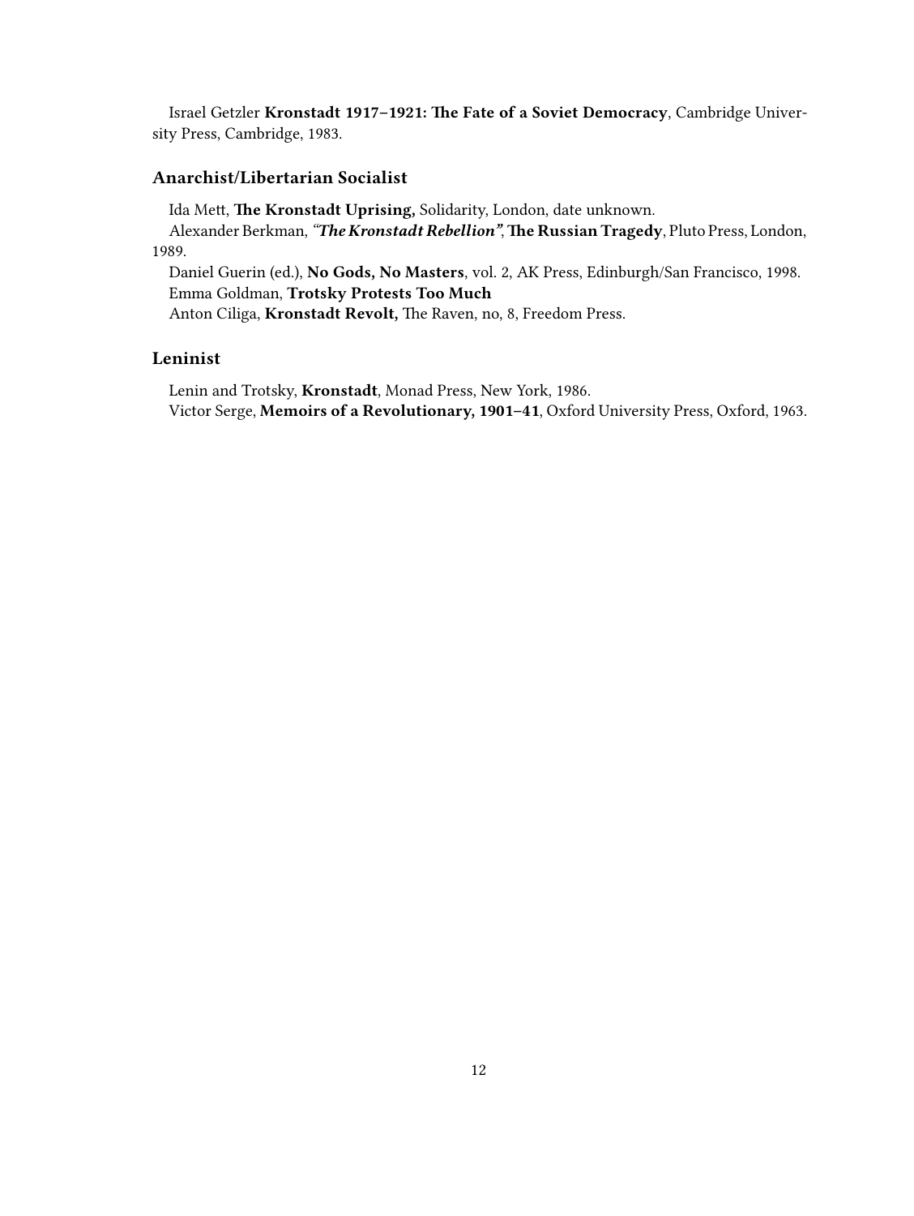Israel Getzler **Kronstadt 1917–1921: The Fate of a Soviet Democracy**, Cambridge University Press, Cambridge, 1983.

### Anarchist/Libertarian Socialist

Ida Mett, **The Kronstadt Uprising,** Solidarity, London, date unknown.

Alexander Berkman, ***"The Kronstadt Rebellion"***, **The Russian Tragedy**, Pluto Press, London, 1989.

Daniel Guerin (ed.), **No Gods, No Masters**, vol. 2, AK Press, Edinburgh/San Francisco, 1998.

Emma Goldman, **Trotsky Protests Too Much**

Anton Ciliga, **Kronstadt Revolt,** The Raven, no, 8, Freedom Press.

### Leninist

Lenin and Trotsky, **Kronstadt**, Monad Press, New York, 1986.

Victor Serge, **Memoirs of a Revolutionary, 1901–41**, Oxford University Press, Oxford, 1963.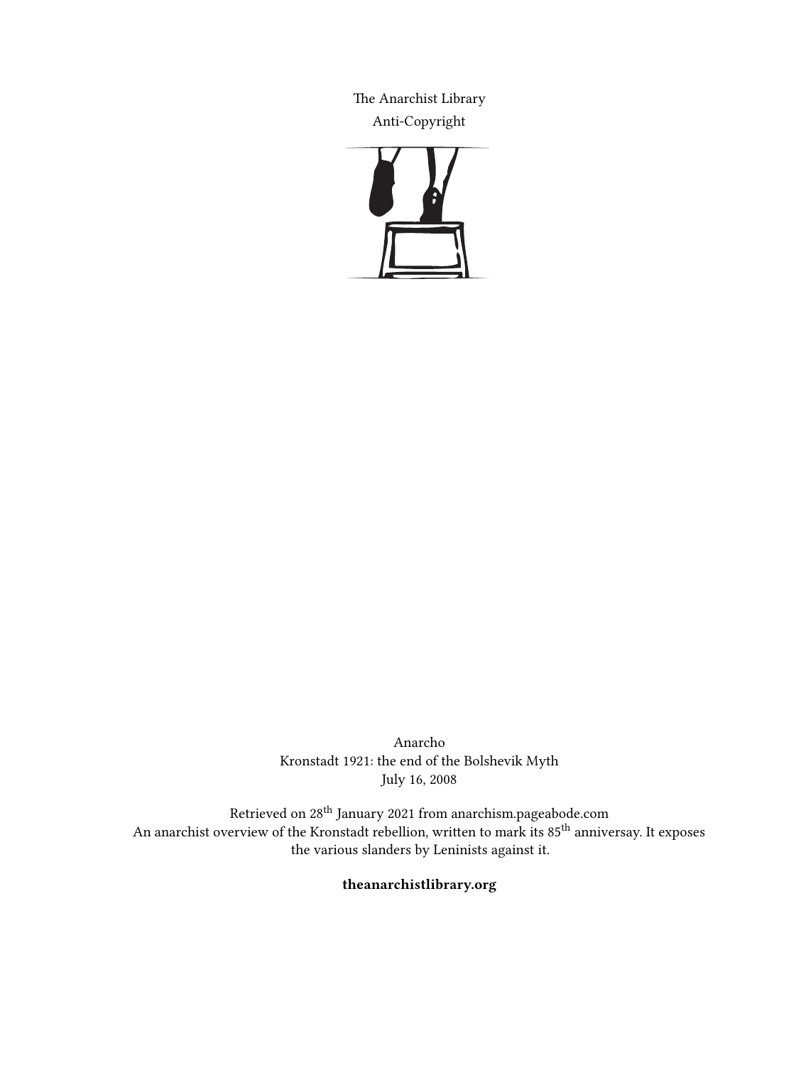The Anarchist Library
Anti-Copyright

Anarcho
Kronstadt 1921: the end of the Bolshevik Myth
July 16, 2008

Retrieved on 28th January 2021 from anarchism.pageabode.com
An anarchist overview of the Kronstadt rebellion, written to mark its 85th anniversay. It exposes the various slanders by Leninists against it.

**theanarchistlibrary.org**